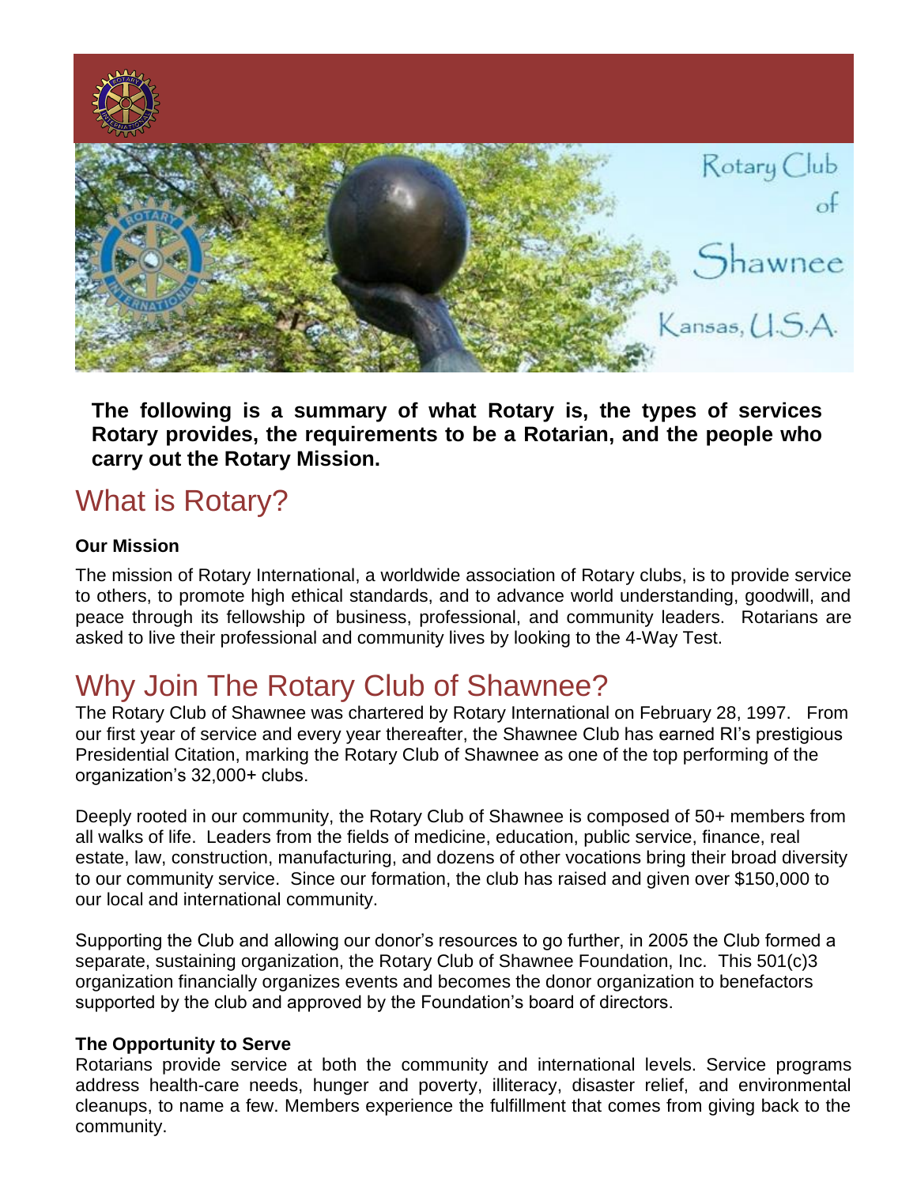Rotary Club of Shawnee Kansas, U.S.A.

**The following is a summary of what Rotary is, the types of services Rotary provides, the requirements to be a Rotarian, and the people who carry out the Rotary Mission.**

# What is Rotary?

**Our Mission**

The mission of Rotary International, a worldwide association of Rotary clubs, is to provide service to others, to promote high ethical standards, and to advance world understanding, goodwill, and peace through its fellowship of business, professional, and community leaders. Rotarians are asked to live their professional and community lives by looking to the 4-Way Test.

# Why Join The Rotary Club of Shawnee?

The Rotary Club of Shawnee was chartered by Rotary International on February 28, 1997. From our first year of service and every year thereafter, the Shawnee Club has earned RI's prestigious Presidential Citation, marking the Rotary Club of Shawnee as one of the top performing of the organization's 32,000+ clubs.

Deeply rooted in our community, the Rotary Club of Shawnee is composed of 50+ members from all walks of life. Leaders from the fields of medicine, education, public service, finance, real estate, law, construction, manufacturing, and dozens of other vocations bring their broad diversity to our community service. Since our formation, the club has raised and given over $150,000 to our local and international community.

Supporting the Club and allowing our donor's resources to go further, in 2005 the Club formed a separate, sustaining organization, the Rotary Club of Shawnee Foundation, Inc. This 501(c)3 organization financially organizes events and becomes the donor organization to benefactors supported by the club and approved by the Foundation's board of directors.

**The Opportunity to Serve**

Rotarians provide service at both the community and international levels. Service programs address health-care needs, hunger and poverty, illiteracy, disaster relief, and environmental cleanups, to name a few. Members experience the fulfillment that comes from giving back to the community.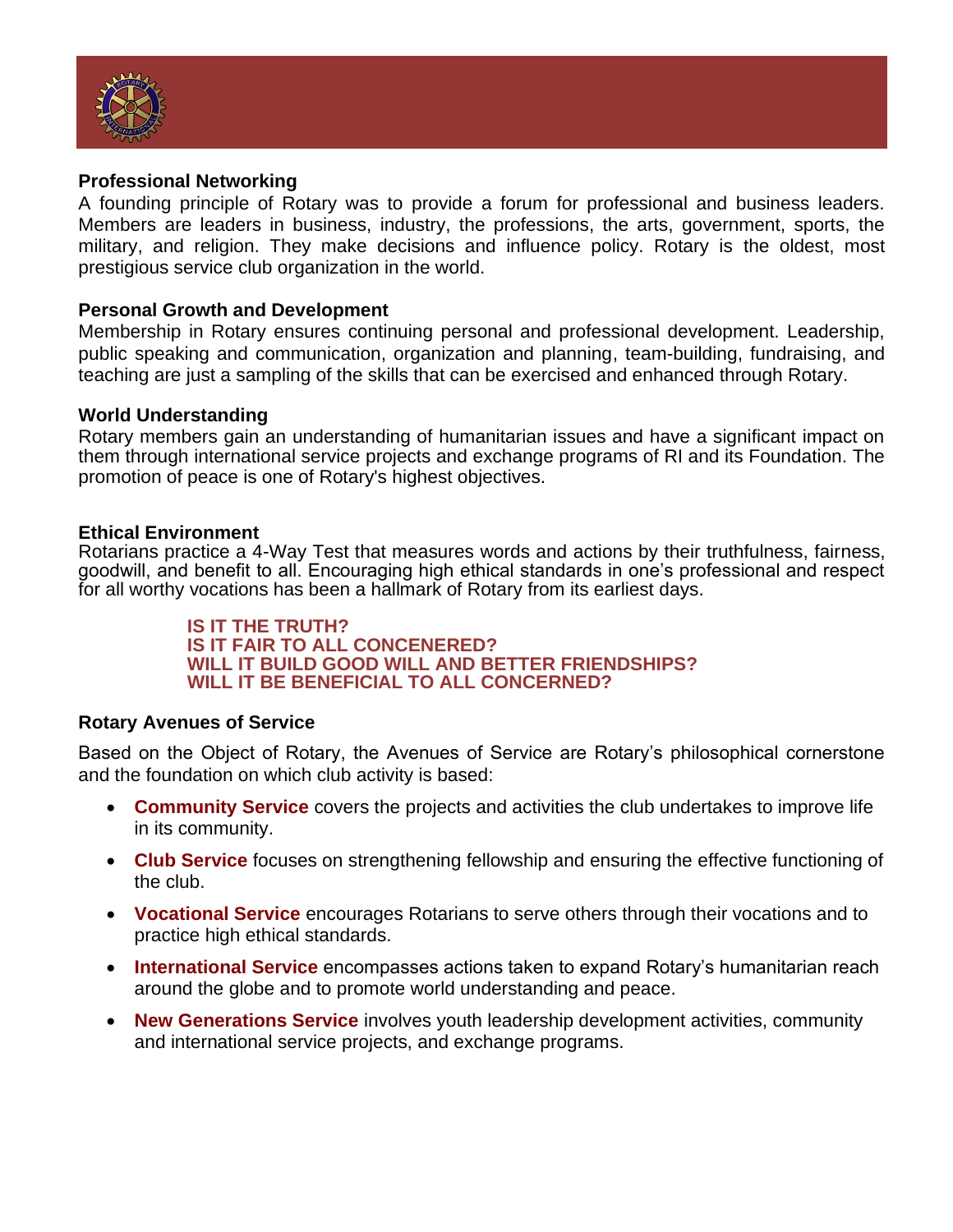### Professional Networking

A founding principle of Rotary was to provide a forum for professional and business leaders. Members are leaders in business, industry, the professions, the arts, government, sports, the military, and religion. They make decisions and influence policy. Rotary is the oldest, most prestigious service club organization in the world.

### Personal Growth and Development

Membership in Rotary ensures continuing personal and professional development. Leadership, public speaking and communication, organization and planning, team-building, fundraising, and teaching are just a sampling of the skills that can be exercised and enhanced through Rotary.

### World Understanding

Rotary members gain an understanding of humanitarian issues and have a significant impact on them through international service projects and exchange programs of RI and its Foundation. The promotion of peace is one of Rotary's highest objectives.

### Ethical Environment

Rotarians practice a 4-Way Test that measures words and actions by their truthfulness, fairness, goodwill, and benefit to all. Encouraging high ethical standards in one's professional and respect for all worthy vocations has been a hallmark of Rotary from its earliest days.

**IS IT THE TRUTH?**
**IS IT FAIR TO ALL CONCENERED?**
**WILL IT BUILD GOOD WILL AND BETTER FRIENDSHIPS?**
**WILL IT BE BENEFICIAL TO ALL CONCERNED?**

### Rotary Avenues of Service

Based on the Object of Rotary, the Avenues of Service are Rotary's philosophical cornerstone and the foundation on which club activity is based:

- **Community Service** covers the projects and activities the club undertakes to improve life in its community.
- **Club Service** focuses on strengthening fellowship and ensuring the effective functioning of the club.
- **Vocational Service** encourages Rotarians to serve others through their vocations and to practice high ethical standards.
- **International Service** encompasses actions taken to expand Rotary's humanitarian reach around the globe and to promote world understanding and peace.
- **New Generations Service** involves youth leadership development activities, community and international service projects, and exchange programs.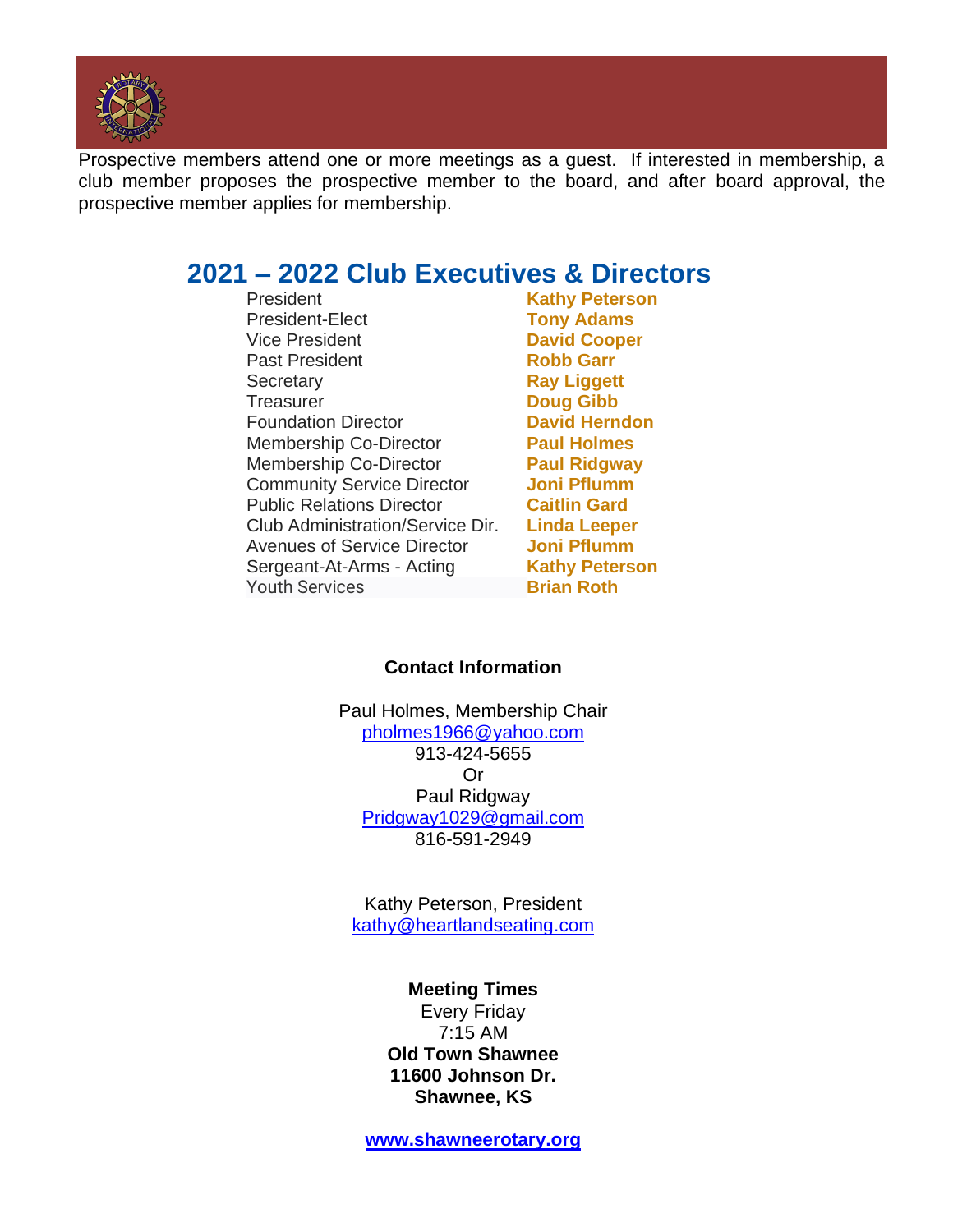Prospective members attend one or more meetings as a guest. If interested in membership, a club member proposes the prospective member to the board, and after board approval, the prospective member applies for membership.

## 2021 – 2022 Club Executives & Directors

| | |
|---|---|
| President | **Kathy Peterson** |
| President-Elect | **Tony Adams** |
| Vice President | **David Cooper** |
| Past President | **Robb Garr** |
| Secretary | **Ray Liggett** |
| Treasurer | **Doug Gibb** |
| Foundation Director | **David Herndon** |
| Membership Co-Director | **Paul Holmes** |
| Membership Co-Director | **Paul Ridgway** |
| Community Service Director | **Joni Pflumm** |
| Public Relations Director | **Caitlin Gard** |
| Club Administration/Service Dir. | **Linda Leeper** |
| Avenues of Service Director | **Joni Pflumm** |
| Sergeant-At-Arms - Acting | **Kathy Peterson** |
| Youth Services | **Brian Roth** |

**Contact Information**

Paul Holmes, Membership Chair
pholmes1966@yahoo.com
913-424-5655
Or
Paul Ridgway
Pridgway1029@gmail.com
816-591-2949

Kathy Peterson, President
kathy@heartlandseating.com

**Meeting Times**
Every Friday
7:15 AM
**Old Town Shawnee**
**11600 Johnson Dr.**
**Shawnee, KS**

**www.shawneerotary.org**